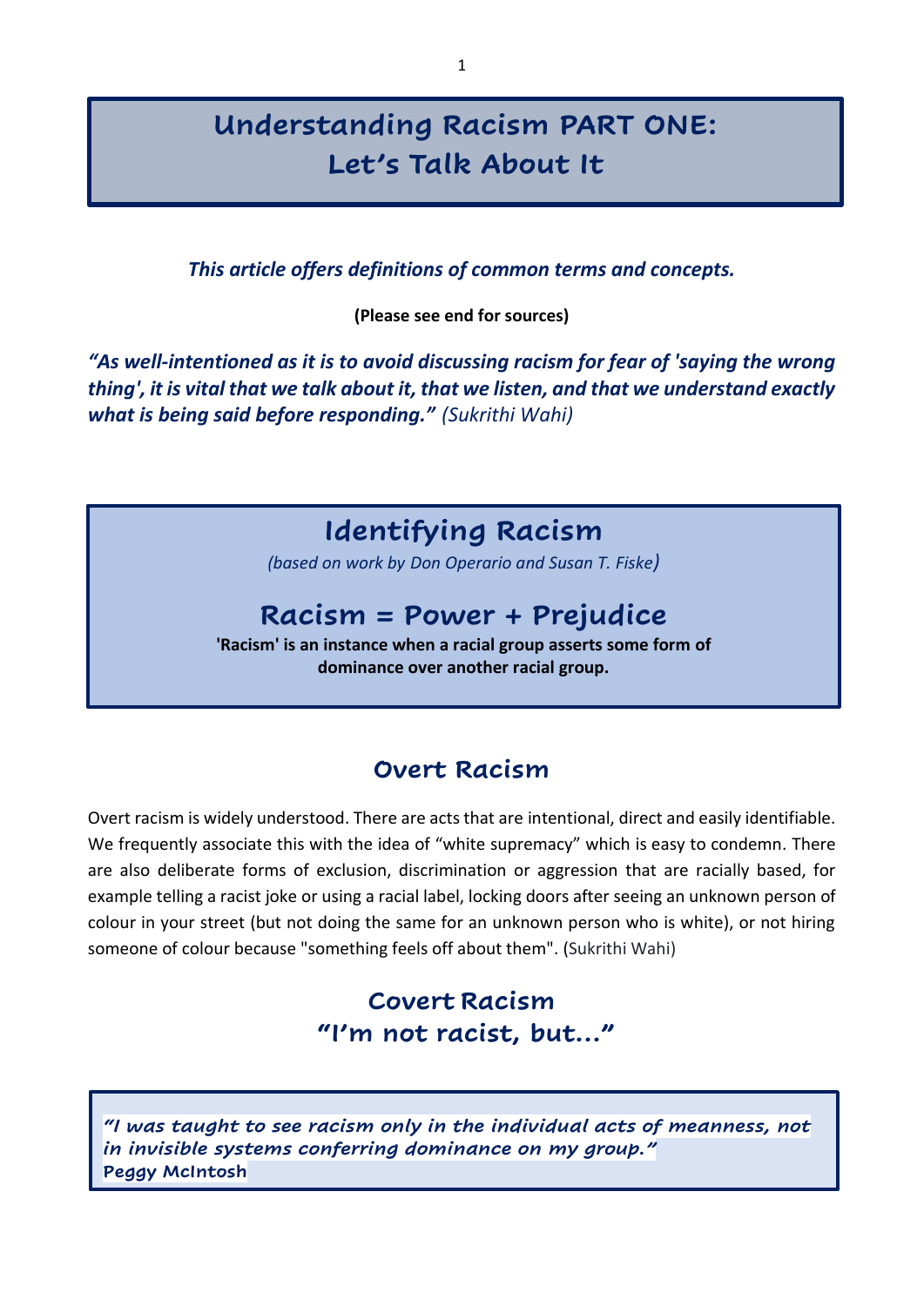# Understanding Racism PART ONE: Let's Talk About It

***This article offers definitions of common terms and concepts.***

**(Please see end for sources)**

***"As well-intentioned as it is to avoid discussing racism for fear of 'saying the wrong thing', it is vital that we talk about it, that we listen, and that we understand exactly what is being said before responding."*** *(Sukrithi Wahi)*

## Identifying Racism

*(based on work by Don Operario and Susan T. Fiske)*

## Racism = Power + Prejudice

**'Racism' is an instance when a racial group asserts some form of dominance over another racial group.**

## Overt Racism

Overt racism is widely understood. There are acts that are intentional, direct and easily identifiable. We frequently associate this with the idea of "white supremacy" which is easy to condemn. There are also deliberate forms of exclusion, discrimination or aggression that are racially based, for example telling a racist joke or using a racial label, locking doors after seeing an unknown person of colour in your street (but not doing the same for an unknown person who is white), or not hiring someone of colour because "something feels off about them". (Sukrithi Wahi)

## Covert Racism "I'm not racist, but…"

***"I was taught to see racism only in the individual acts of meanness, not in invisible systems conferring dominance on my group."***
**Peggy McIntosh**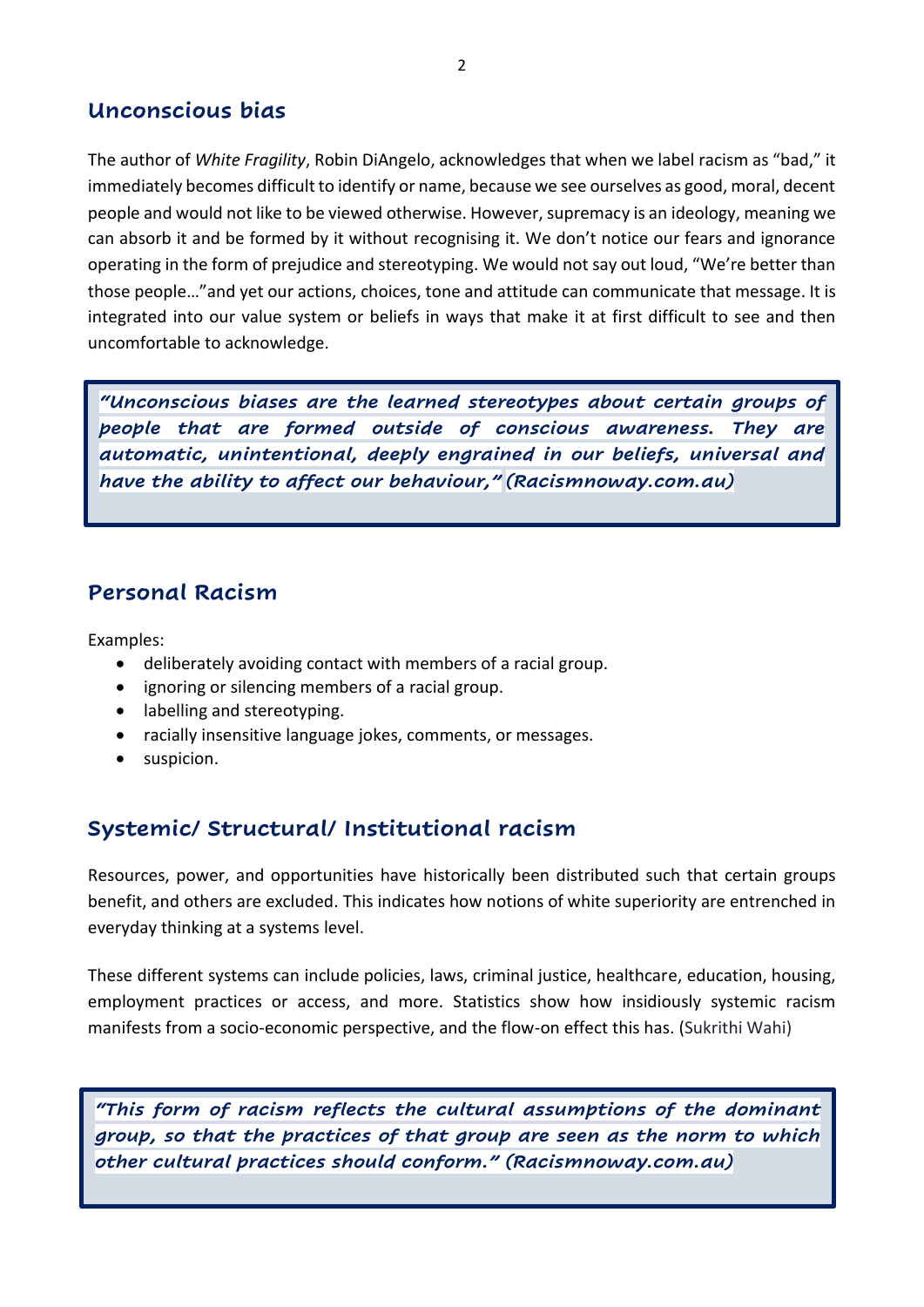## Unconscious bias

The author of *White Fragility*, Robin DiAngelo, acknowledges that when we label racism as "bad," it immediately becomes difficult to identify or name, because we see ourselves as good, moral, decent people and would not like to be viewed otherwise. However, supremacy is an ideology, meaning we can absorb it and be formed by it without recognising it. We don't notice our fears and ignorance operating in the form of prejudice and stereotyping. We would not say out loud, "We're better than those people…"and yet our actions, choices, tone and attitude can communicate that message. It is integrated into our value system or beliefs in ways that make it at first difficult to see and then uncomfortable to acknowledge.

> ***"Unconscious biases are the learned stereotypes about certain groups of people that are formed outside of conscious awareness. They are automatic, unintentional, deeply engrained in our beliefs, universal and have the ability to affect our behaviour," (Racismnoway.com.au)***

## Personal Racism

Examples:

- deliberately avoiding contact with members of a racial group.
- ignoring or silencing members of a racial group.
- labelling and stereotyping.
- racially insensitive language jokes, comments, or messages.
- suspicion.

## Systemic/ Structural/ Institutional racism

Resources, power, and opportunities have historically been distributed such that certain groups benefit, and others are excluded. This indicates how notions of white superiority are entrenched in everyday thinking at a systems level.

These different systems can include policies, laws, criminal justice, healthcare, education, housing, employment practices or access, and more. Statistics show how insidiously systemic racism manifests from a socio-economic perspective, and the flow-on effect this has. (Sukrithi Wahi)

> ***"This form of racism reflects the cultural assumptions of the dominant group, so that the practices of that group are seen as the norm to which other cultural practices should conform." (Racismnoway.com.au)***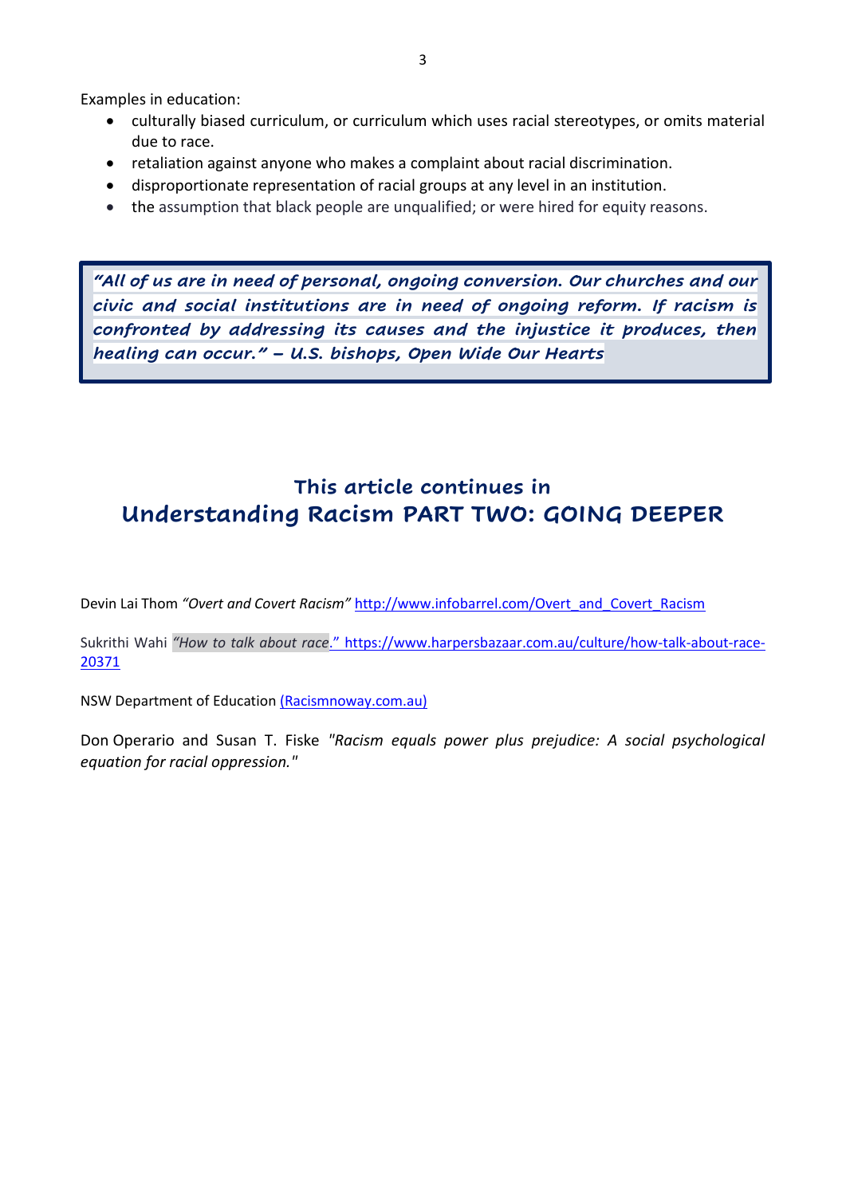Examples in education:

- culturally biased curriculum, or curriculum which uses racial stereotypes, or omits material due to race.
- retaliation against anyone who makes a complaint about racial discrimination.
- disproportionate representation of racial groups at any level in an institution.
- the assumption that black people are unqualified; or were hired for equity reasons.

> ***"All of us are in need of personal, ongoing conversion. Our churches and our civic and social institutions are in need of ongoing reform. If racism is confronted by addressing its causes and the injustice it produces, then healing can occur." – U.S. bishops, Open Wide Our Hearts***

## This article continues in
## Understanding Racism PART TWO: GOING DEEPER

Devin Lai Thom *"Overt and Covert Racism"* http://www.infobarrel.com/Overt_and_Covert_Racism

Sukrithi Wahi *"How to talk about race."* https://www.harpersbazaar.com.au/culture/how-talk-about-race-20371

NSW Department of Education (Racismnoway.com.au)

Don Operario and Susan T. Fiske *"Racism equals power plus prejudice: A social psychological equation for racial oppression."*